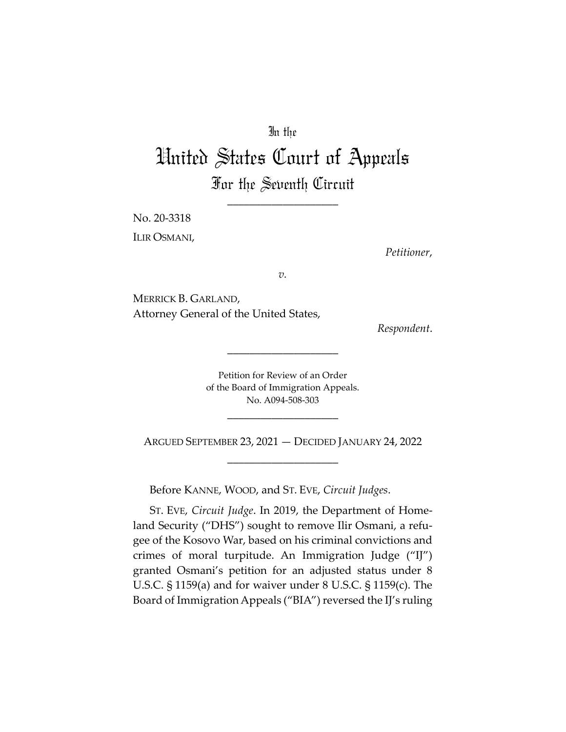In the

# United States Court of Appeals

## For the Seventh Circuit

____________________

No. 20-3318

ILIR OSMANI,

*Petitioner*,

*v.*

MERRICK B. GARLAND,
Attorney General of the United States,

*Respondent*.

____________________

Petition for Review of an Order
of the Board of Immigration Appeals.
No. A094-508-303

____________________

ARGUED SEPTEMBER 23, 2021 — DECIDED JANUARY 24, 2022

____________________

Before KANNE, WOOD, and ST. EVE, *Circuit Judges*.

ST. EVE, *Circuit Judge*. In 2019, the Department of Homeland Security ("DHS") sought to remove Ilir Osmani, a refugee of the Kosovo War, based on his criminal convictions and crimes of moral turpitude. An Immigration Judge ("IJ") granted Osmani's petition for an adjusted status under 8 U.S.C. § 1159(a) and for waiver under 8 U.S.C. § 1159(c). The Board of Immigration Appeals ("BIA") reversed the IJ's ruling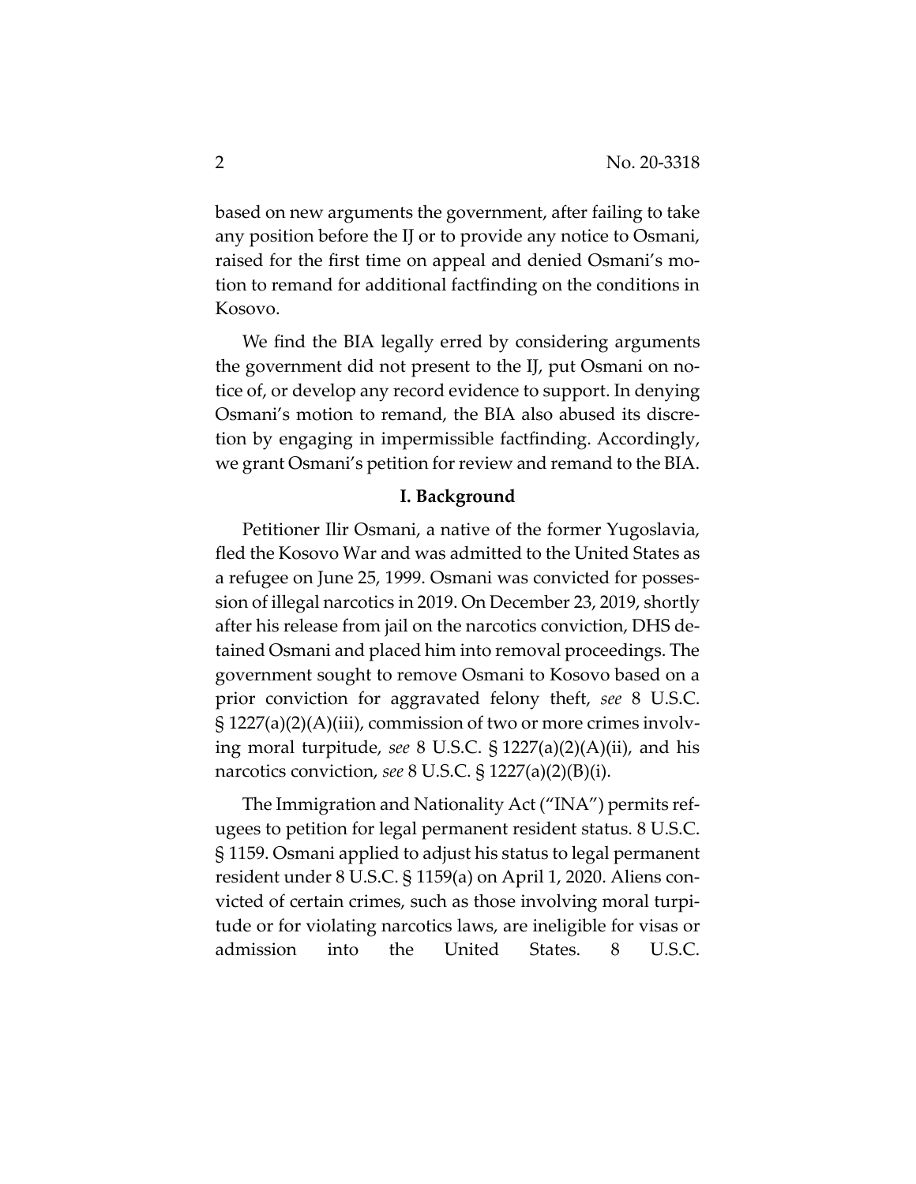based on new arguments the government, after failing to take any position before the IJ or to provide any notice to Osmani, raised for the first time on appeal and denied Osmani's motion to remand for additional factfinding on the conditions in Kosovo.

We find the BIA legally erred by considering arguments the government did not present to the IJ, put Osmani on notice of, or develop any record evidence to support. In denying Osmani's motion to remand, the BIA also abused its discretion by engaging in impermissible factfinding. Accordingly, we grant Osmani's petition for review and remand to the BIA.

## I. Background

Petitioner Ilir Osmani, a native of the former Yugoslavia, fled the Kosovo War and was admitted to the United States as a refugee on June 25, 1999. Osmani was convicted for possession of illegal narcotics in 2019. On December 23, 2019, shortly after his release from jail on the narcotics conviction, DHS detained Osmani and placed him into removal proceedings. The government sought to remove Osmani to Kosovo based on a prior conviction for aggravated felony theft, *see* 8 U.S.C. § 1227(a)(2)(A)(iii), commission of two or more crimes involving moral turpitude, *see* 8 U.S.C. § 1227(a)(2)(A)(ii), and his narcotics conviction, *see* 8 U.S.C. § 1227(a)(2)(B)(i).

The Immigration and Nationality Act ("INA") permits refugees to petition for legal permanent resident status. 8 U.S.C. § 1159. Osmani applied to adjust his status to legal permanent resident under 8 U.S.C. § 1159(a) on April 1, 2020. Aliens convicted of certain crimes, such as those involving moral turpitude or for violating narcotics laws, are ineligible for visas or admission into the United States. 8 U.S.C.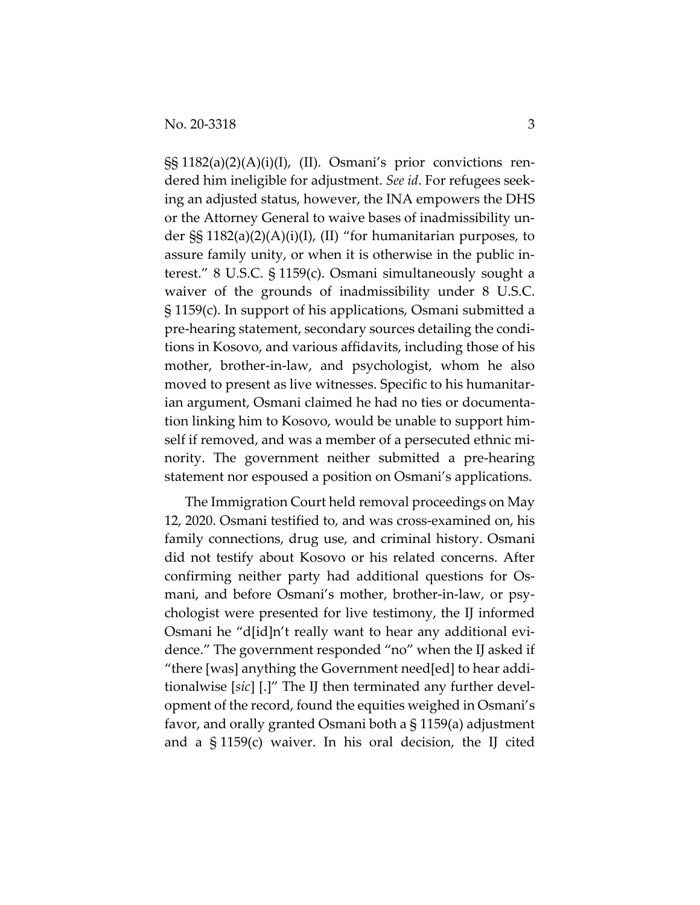§§ 1182(a)(2)(A)(i)(I), (II). Osmani's prior convictions rendered him ineligible for adjustment. *See id*. For refugees seeking an adjusted status, however, the INA empowers the DHS or the Attorney General to waive bases of inadmissibility under §§ 1182(a)(2)(A)(i)(I), (II) "for humanitarian purposes, to assure family unity, or when it is otherwise in the public interest." 8 U.S.C. § 1159(c). Osmani simultaneously sought a waiver of the grounds of inadmissibility under 8 U.S.C. § 1159(c). In support of his applications, Osmani submitted a pre-hearing statement, secondary sources detailing the conditions in Kosovo, and various affidavits, including those of his mother, brother-in-law, and psychologist, whom he also moved to present as live witnesses. Specific to his humanitarian argument, Osmani claimed he had no ties or documentation linking him to Kosovo, would be unable to support himself if removed, and was a member of a persecuted ethnic minority. The government neither submitted a pre-hearing statement nor espoused a position on Osmani's applications.

The Immigration Court held removal proceedings on May 12, 2020. Osmani testified to, and was cross-examined on, his family connections, drug use, and criminal history. Osmani did not testify about Kosovo or his related concerns. After confirming neither party had additional questions for Osmani, and before Osmani's mother, brother-in-law, or psychologist were presented for live testimony, the IJ informed Osmani he "d[id]n't really want to hear any additional evidence." The government responded "no" when the IJ asked if "there [was] anything the Government need[ed] to hear additionalwise [*sic*] [.]" The IJ then terminated any further development of the record, found the equities weighed in Osmani's favor, and orally granted Osmani both a § 1159(a) adjustment and a § 1159(c) waiver. In his oral decision, the IJ cited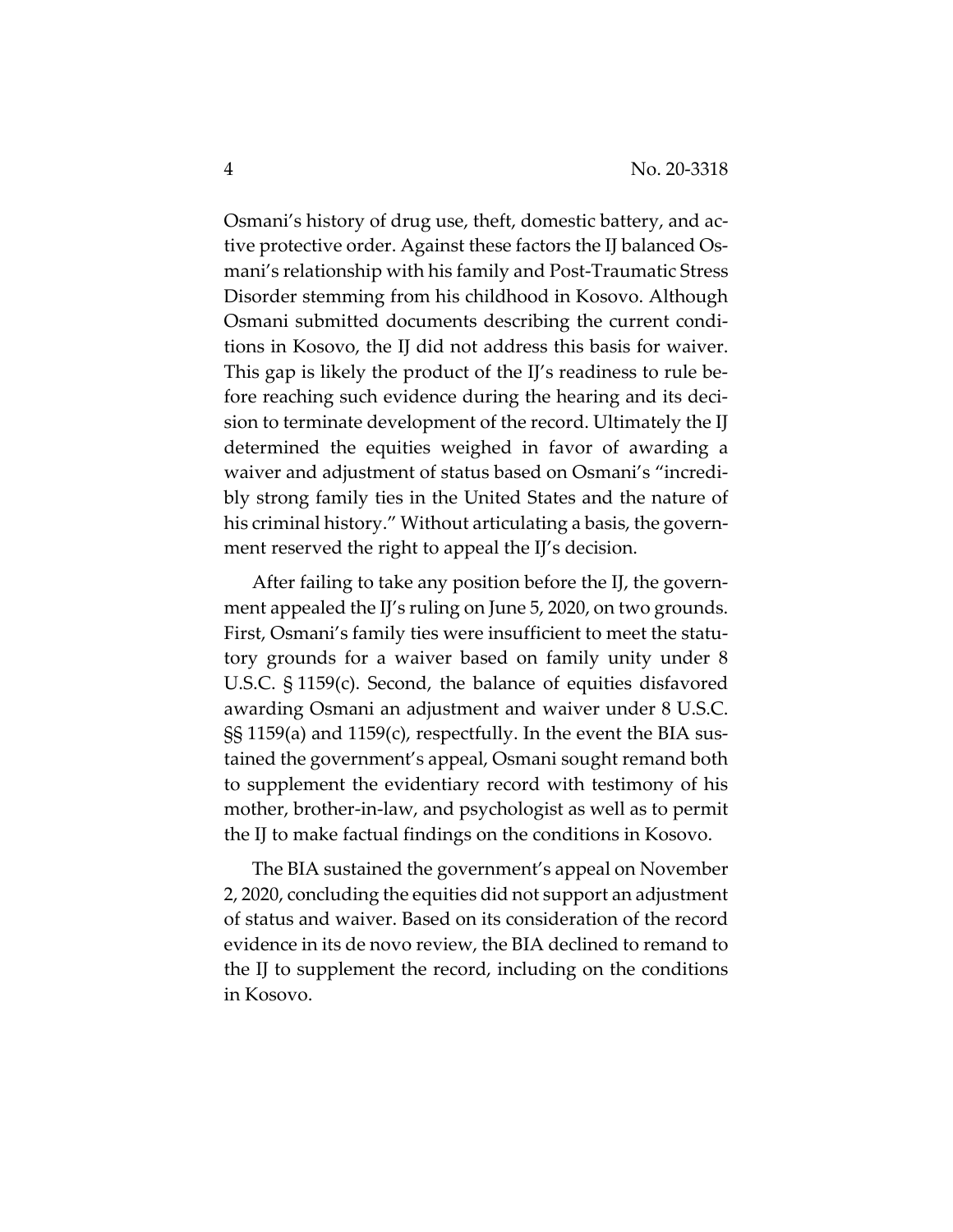Osmani's history of drug use, theft, domestic battery, and active protective order. Against these factors the IJ balanced Osmani's relationship with his family and Post-Traumatic Stress Disorder stemming from his childhood in Kosovo. Although Osmani submitted documents describing the current conditions in Kosovo, the IJ did not address this basis for waiver. This gap is likely the product of the IJ's readiness to rule before reaching such evidence during the hearing and its decision to terminate development of the record. Ultimately the IJ determined the equities weighed in favor of awarding a waiver and adjustment of status based on Osmani's "incredibly strong family ties in the United States and the nature of his criminal history." Without articulating a basis, the government reserved the right to appeal the IJ's decision.

After failing to take any position before the IJ, the government appealed the IJ's ruling on June 5, 2020, on two grounds. First, Osmani's family ties were insufficient to meet the statutory grounds for a waiver based on family unity under 8 U.S.C. § 1159(c). Second, the balance of equities disfavored awarding Osmani an adjustment and waiver under 8 U.S.C. §§ 1159(a) and 1159(c), respectfully. In the event the BIA sustained the government's appeal, Osmani sought remand both to supplement the evidentiary record with testimony of his mother, brother-in-law, and psychologist as well as to permit the IJ to make factual findings on the conditions in Kosovo.

The BIA sustained the government's appeal on November 2, 2020, concluding the equities did not support an adjustment of status and waiver. Based on its consideration of the record evidence in its de novo review, the BIA declined to remand to the IJ to supplement the record, including on the conditions in Kosovo.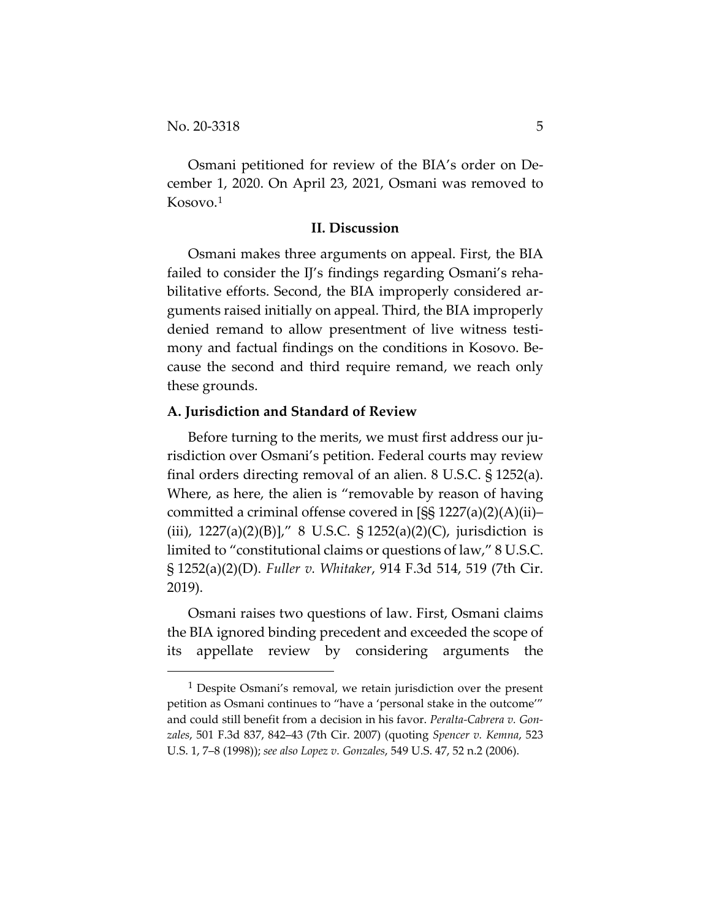Osmani petitioned for review of the BIA's order on December 1, 2020. On April 23, 2021, Osmani was removed to Kosovo.[1]

## II. Discussion

Osmani makes three arguments on appeal. First, the BIA failed to consider the IJ's findings regarding Osmani's rehabilitative efforts. Second, the BIA improperly considered arguments raised initially on appeal. Third, the BIA improperly denied remand to allow presentment of live witness testimony and factual findings on the conditions in Kosovo. Because the second and third require remand, we reach only these grounds.

### A. Jurisdiction and Standard of Review

Before turning to the merits, we must first address our jurisdiction over Osmani's petition. Federal courts may review final orders directing removal of an alien. 8 U.S.C. § 1252(a). Where, as here, the alien is "removable by reason of having committed a criminal offense covered in [§§ 1227(a)(2)(A)(ii)–(iii), 1227(a)(2)(B)]," 8 U.S.C. § 1252(a)(2)(C), jurisdiction is limited to "constitutional claims or questions of law," 8 U.S.C. § 1252(a)(2)(D). *Fuller v. Whitaker*, 914 F.3d 514, 519 (7th Cir. 2019).

Osmani raises two questions of law. First, Osmani claims the BIA ignored binding precedent and exceeded the scope of its appellate review by considering arguments the

[1] Despite Osmani's removal, we retain jurisdiction over the present petition as Osmani continues to "have a 'personal stake in the outcome'" and could still benefit from a decision in his favor. *Peralta-Cabrera v. Gonzales*, 501 F.3d 837, 842–43 (7th Cir. 2007) (quoting *Spencer v. Kemna*, 523 U.S. 1, 7–8 (1998)); *see also Lopez v. Gonzales*, 549 U.S. 47, 52 n.2 (2006).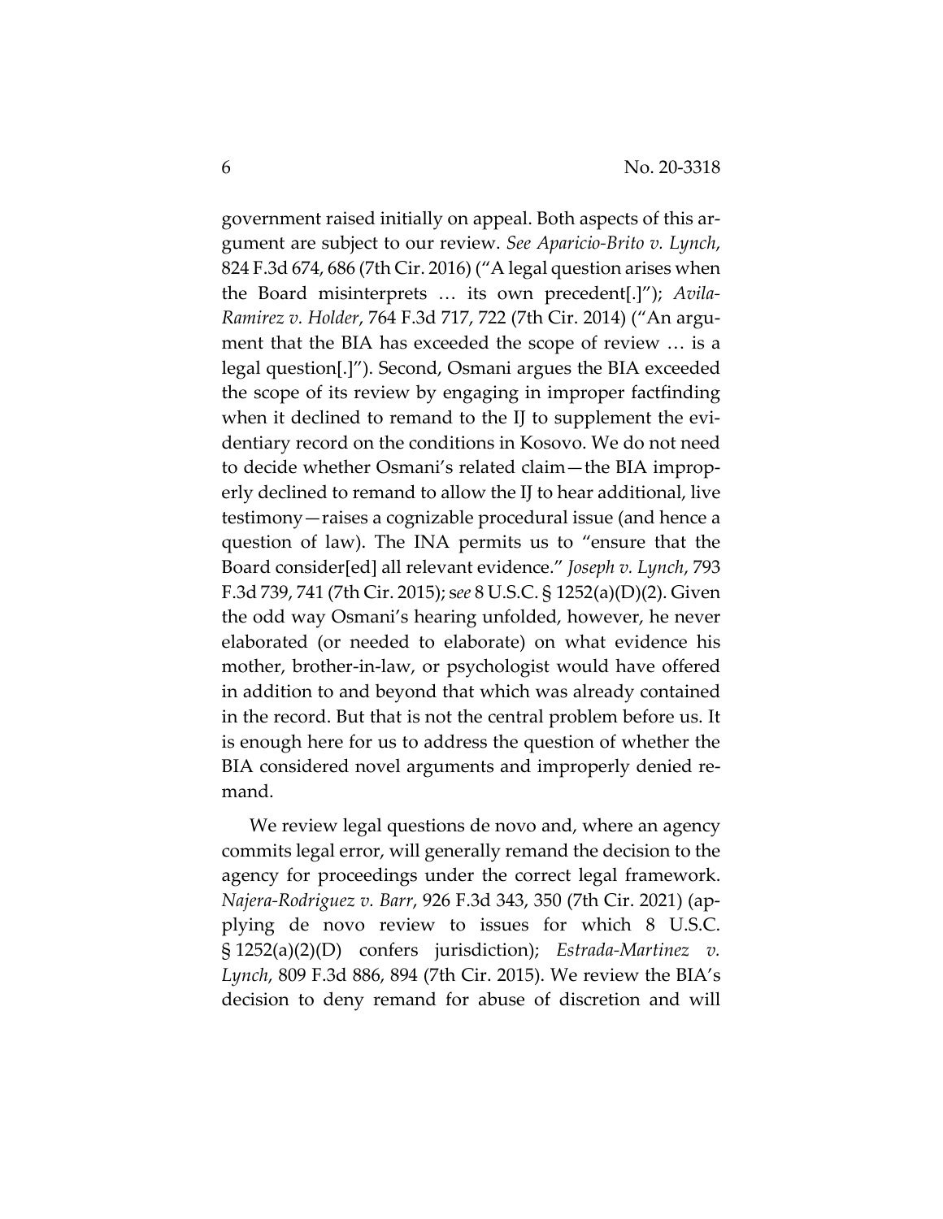government raised initially on appeal. Both aspects of this argument are subject to our review. *See Aparicio-Brito v. Lynch*, 824 F.3d 674, 686 (7th Cir. 2016) ("A legal question arises when the Board misinterprets … its own precedent[.]"); *Avila-Ramirez v. Holder*, 764 F.3d 717, 722 (7th Cir. 2014) ("An argument that the BIA has exceeded the scope of review … is a legal question[.]"). Second, Osmani argues the BIA exceeded the scope of its review by engaging in improper factfinding when it declined to remand to the IJ to supplement the evidentiary record on the conditions in Kosovo. We do not need to decide whether Osmani's related claim—the BIA improperly declined to remand to allow the IJ to hear additional, live testimony—raises a cognizable procedural issue (and hence a question of law). The INA permits us to "ensure that the Board consider[ed] all relevant evidence." *Joseph v. Lynch*, 793 F.3d 739, 741 (7th Cir. 2015); *see* 8 U.S.C. § 1252(a)(D)(2). Given the odd way Osmani's hearing unfolded, however, he never elaborated (or needed to elaborate) on what evidence his mother, brother-in-law, or psychologist would have offered in addition to and beyond that which was already contained in the record. But that is not the central problem before us. It is enough here for us to address the question of whether the BIA considered novel arguments and improperly denied remand.

We review legal questions de novo and, where an agency commits legal error, will generally remand the decision to the agency for proceedings under the correct legal framework. *Najera-Rodriguez v. Barr*, 926 F.3d 343, 350 (7th Cir. 2021) (applying de novo review to issues for which 8 U.S.C. § 1252(a)(2)(D) confers jurisdiction); *Estrada-Martinez v. Lynch*, 809 F.3d 886, 894 (7th Cir. 2015). We review the BIA's decision to deny remand for abuse of discretion and will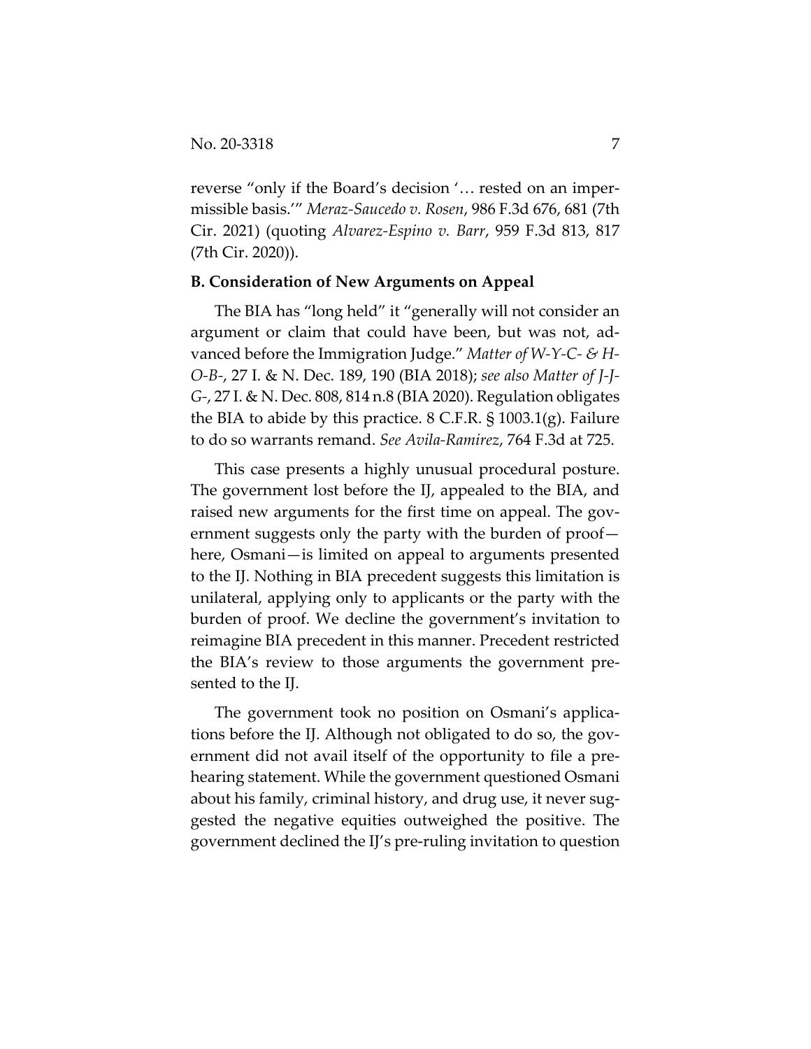reverse "only if the Board's decision '… rested on an impermissible basis.'" *Meraz-Saucedo v. Rosen*, 986 F.3d 676, 681 (7th Cir. 2021) (quoting *Alvarez-Espino v. Barr*, 959 F.3d 813, 817 (7th Cir. 2020)).

**B. Consideration of New Arguments on Appeal**

The BIA has "long held" it "generally will not consider an argument or claim that could have been, but was not, advanced before the Immigration Judge." *Matter of W-Y-C- & H-O-B-*, 27 I. & N. Dec. 189, 190 (BIA 2018); *see also Matter of J-J-G-*, 27 I. & N. Dec. 808, 814 n.8 (BIA 2020). Regulation obligates the BIA to abide by this practice. 8 C.F.R. § 1003.1(g). Failure to do so warrants remand. *See Avila-Ramirez*, 764 F.3d at 725.

This case presents a highly unusual procedural posture. The government lost before the IJ, appealed to the BIA, and raised new arguments for the first time on appeal. The government suggests only the party with the burden of proof—here, Osmani—is limited on appeal to arguments presented to the IJ. Nothing in BIA precedent suggests this limitation is unilateral, applying only to applicants or the party with the burden of proof. We decline the government's invitation to reimagine BIA precedent in this manner. Precedent restricted the BIA's review to those arguments the government presented to the IJ.

The government took no position on Osmani's applications before the IJ. Although not obligated to do so, the government did not avail itself of the opportunity to file a prehearing statement. While the government questioned Osmani about his family, criminal history, and drug use, it never suggested the negative equities outweighed the positive. The government declined the IJ's pre-ruling invitation to question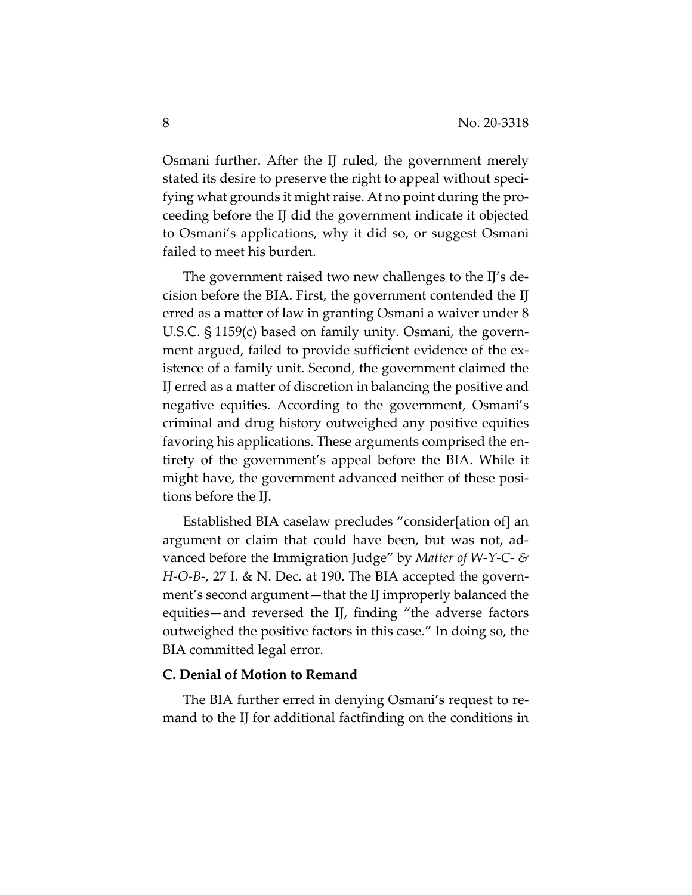Osmani further. After the IJ ruled, the government merely stated its desire to preserve the right to appeal without specifying what grounds it might raise. At no point during the proceeding before the IJ did the government indicate it objected to Osmani's applications, why it did so, or suggest Osmani failed to meet his burden.

The government raised two new challenges to the IJ's decision before the BIA. First, the government contended the IJ erred as a matter of law in granting Osmani a waiver under 8 U.S.C. § 1159(c) based on family unity. Osmani, the government argued, failed to provide sufficient evidence of the existence of a family unit. Second, the government claimed the IJ erred as a matter of discretion in balancing the positive and negative equities. According to the government, Osmani's criminal and drug history outweighed any positive equities favoring his applications. These arguments comprised the entirety of the government's appeal before the BIA. While it might have, the government advanced neither of these positions before the IJ.

Established BIA caselaw precludes "consider[ation of] an argument or claim that could have been, but was not, advanced before the Immigration Judge" by *Matter of W-Y-C- & H-O-B-*, 27 I. & N. Dec. at 190. The BIA accepted the government's second argument—that the IJ improperly balanced the equities—and reversed the IJ, finding "the adverse factors outweighed the positive factors in this case." In doing so, the BIA committed legal error.

**C. Denial of Motion to Remand**

The BIA further erred in denying Osmani's request to remand to the IJ for additional factfinding on the conditions in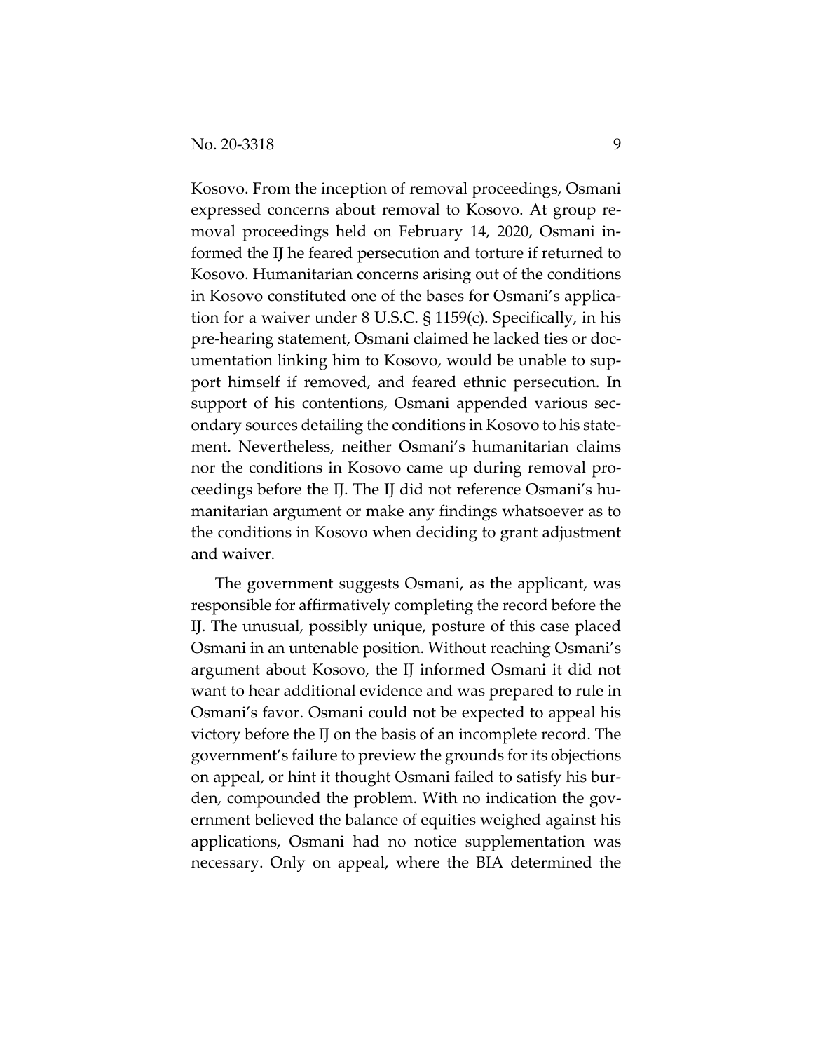Kosovo. From the inception of removal proceedings, Osmani expressed concerns about removal to Kosovo. At group removal proceedings held on February 14, 2020, Osmani informed the IJ he feared persecution and torture if returned to Kosovo. Humanitarian concerns arising out of the conditions in Kosovo constituted one of the bases for Osmani's application for a waiver under 8 U.S.C. § 1159(c). Specifically, in his pre-hearing statement, Osmani claimed he lacked ties or documentation linking him to Kosovo, would be unable to support himself if removed, and feared ethnic persecution. In support of his contentions, Osmani appended various secondary sources detailing the conditions in Kosovo to his statement. Nevertheless, neither Osmani's humanitarian claims nor the conditions in Kosovo came up during removal proceedings before the IJ. The IJ did not reference Osmani's humanitarian argument or make any findings whatsoever as to the conditions in Kosovo when deciding to grant adjustment and waiver.

The government suggests Osmani, as the applicant, was responsible for affirmatively completing the record before the IJ. The unusual, possibly unique, posture of this case placed Osmani in an untenable position. Without reaching Osmani's argument about Kosovo, the IJ informed Osmani it did not want to hear additional evidence and was prepared to rule in Osmani's favor. Osmani could not be expected to appeal his victory before the IJ on the basis of an incomplete record. The government's failure to preview the grounds for its objections on appeal, or hint it thought Osmani failed to satisfy his burden, compounded the problem. With no indication the government believed the balance of equities weighed against his applications, Osmani had no notice supplementation was necessary. Only on appeal, where the BIA determined the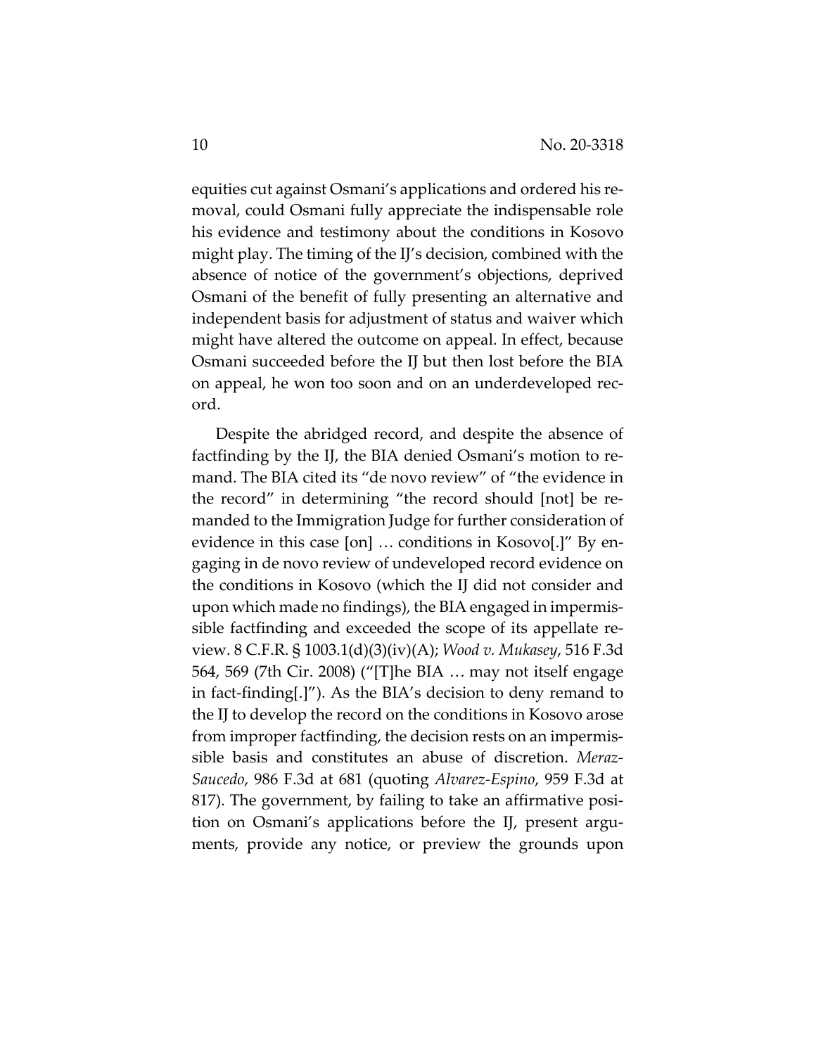equities cut against Osmani's applications and ordered his removal, could Osmani fully appreciate the indispensable role his evidence and testimony about the conditions in Kosovo might play. The timing of the IJ's decision, combined with the absence of notice of the government's objections, deprived Osmani of the benefit of fully presenting an alternative and independent basis for adjustment of status and waiver which might have altered the outcome on appeal. In effect, because Osmani succeeded before the IJ but then lost before the BIA on appeal, he won too soon and on an underdeveloped record.

Despite the abridged record, and despite the absence of factfinding by the IJ, the BIA denied Osmani's motion to remand. The BIA cited its "de novo review" of "the evidence in the record" in determining "the record should [not] be remanded to the Immigration Judge for further consideration of evidence in this case [on] … conditions in Kosovo[.]" By engaging in de novo review of undeveloped record evidence on the conditions in Kosovo (which the IJ did not consider and upon which made no findings), the BIA engaged in impermissible factfinding and exceeded the scope of its appellate review. 8 C.F.R. § 1003.1(d)(3)(iv)(A); *Wood v. Mukasey*, 516 F.3d 564, 569 (7th Cir. 2008) ("[T]he BIA … may not itself engage in fact-finding[.]"). As the BIA's decision to deny remand to the IJ to develop the record on the conditions in Kosovo arose from improper factfinding, the decision rests on an impermissible basis and constitutes an abuse of discretion. *Meraz-Saucedo*, 986 F.3d at 681 (quoting *Alvarez-Espino*, 959 F.3d at 817). The government, by failing to take an affirmative position on Osmani's applications before the IJ, present arguments, provide any notice, or preview the grounds upon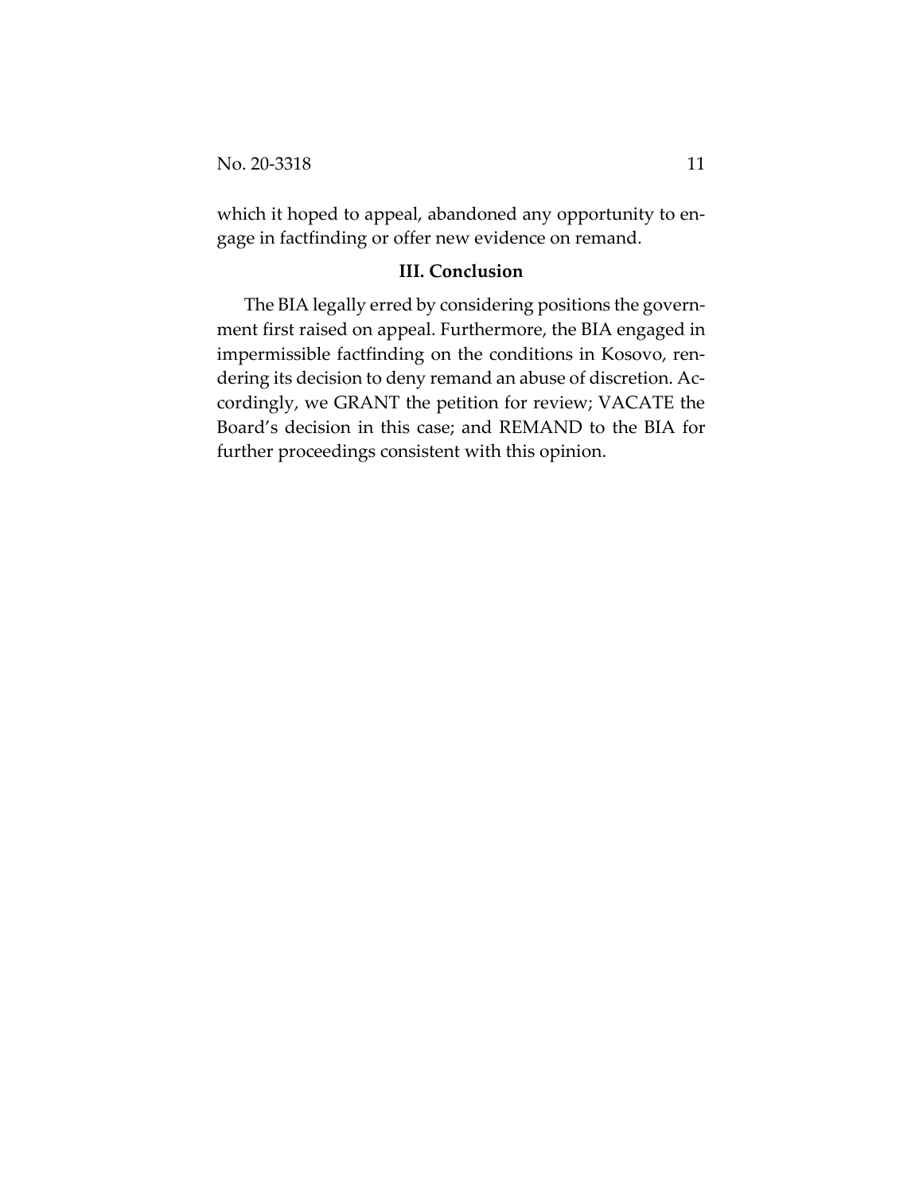which it hoped to appeal, abandoned any opportunity to engage in factfinding or offer new evidence on remand.

### III. Conclusion

The BIA legally erred by considering positions the government first raised on appeal. Furthermore, the BIA engaged in impermissible factfinding on the conditions in Kosovo, rendering its decision to deny remand an abuse of discretion. Accordingly, we GRANT the petition for review; VACATE the Board's decision in this case; and REMAND to the BIA for further proceedings consistent with this opinion.